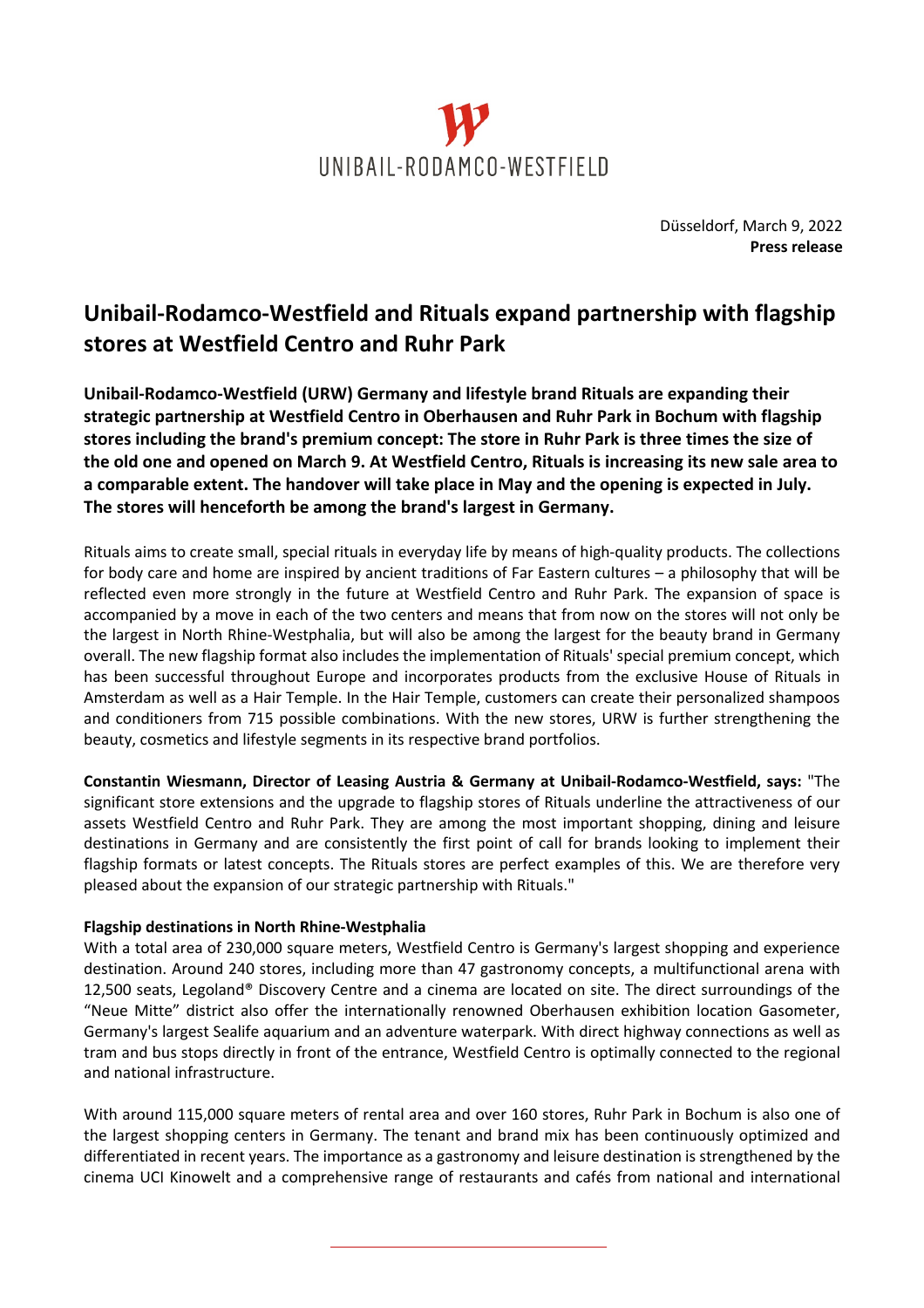UNIBAIL-RODAMCO-WESTFIELD

Düsseldorf, March 9, 2022
**Press release**

# Unibail-Rodamco-Westfield and Rituals expand partnership with flagship stores at Westfield Centro and Ruhr Park

**Unibail-Rodamco-Westfield (URW) Germany and lifestyle brand Rituals are expanding their strategic partnership at Westfield Centro in Oberhausen and Ruhr Park in Bochum with flagship stores including the brand's premium concept: The store in Ruhr Park is three times the size of the old one and opened on March 9. At Westfield Centro, Rituals is increasing its new sale area to a comparable extent. The handover will take place in May and the opening is expected in July. The stores will henceforth be among the brand's largest in Germany.**

Rituals aims to create small, special rituals in everyday life by means of high-quality products. The collections for body care and home are inspired by ancient traditions of Far Eastern cultures – a philosophy that will be reflected even more strongly in the future at Westfield Centro and Ruhr Park. The expansion of space is accompanied by a move in each of the two centers and means that from now on the stores will not only be the largest in North Rhine-Westphalia, but will also be among the largest for the beauty brand in Germany overall. The new flagship format also includes the implementation of Rituals' special premium concept, which has been successful throughout Europe and incorporates products from the exclusive House of Rituals in Amsterdam as well as a Hair Temple. In the Hair Temple, customers can create their personalized shampoos and conditioners from 715 possible combinations. With the new stores, URW is further strengthening the beauty, cosmetics and lifestyle segments in its respective brand portfolios.

**Constantin Wiesmann, Director of Leasing Austria & Germany at Unibail-Rodamco-Westfield, says:** "The significant store extensions and the upgrade to flagship stores of Rituals underline the attractiveness of our assets Westfield Centro and Ruhr Park. They are among the most important shopping, dining and leisure destinations in Germany and are consistently the first point of call for brands looking to implement their flagship formats or latest concepts. The Rituals stores are perfect examples of this. We are therefore very pleased about the expansion of our strategic partnership with Rituals."

**Flagship destinations in North Rhine-Westphalia**

With a total area of 230,000 square meters, Westfield Centro is Germany's largest shopping and experience destination. Around 240 stores, including more than 47 gastronomy concepts, a multifunctional arena with 12,500 seats, Legoland® Discovery Centre and a cinema are located on site. The direct surroundings of the "Neue Mitte" district also offer the internationally renowned Oberhausen exhibition location Gasometer, Germany's largest Sealife aquarium and an adventure waterpark. With direct highway connections as well as tram and bus stops directly in front of the entrance, Westfield Centro is optimally connected to the regional and national infrastructure.

With around 115,000 square meters of rental area and over 160 stores, Ruhr Park in Bochum is also one of the largest shopping centers in Germany. The tenant and brand mix has been continuously optimized and differentiated in recent years. The importance as a gastronomy and leisure destination is strengthened by the cinema UCI Kinowelt and a comprehensive range of restaurants and cafés from national and international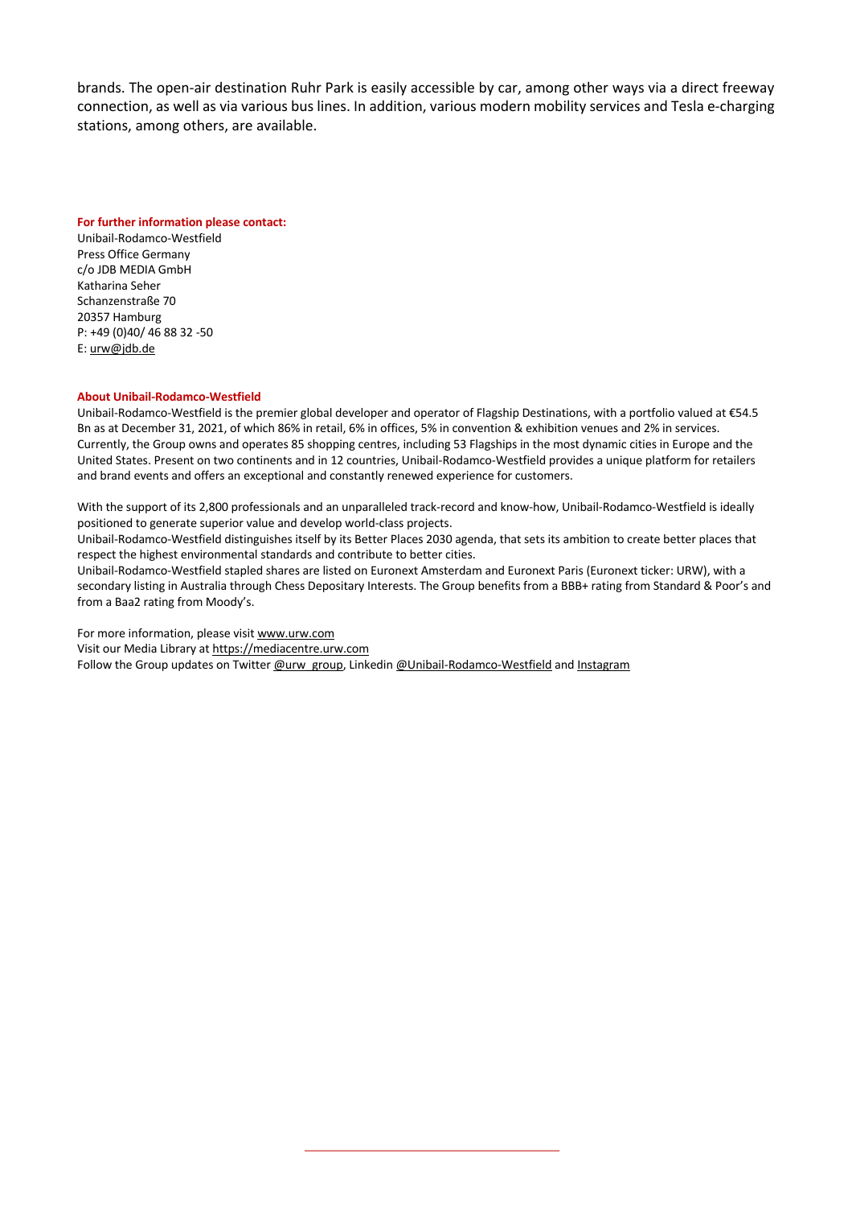brands. The open-air destination Ruhr Park is easily accessible by car, among other ways via a direct freeway connection, as well as via various bus lines. In addition, various modern mobility services and Tesla e-charging stations, among others, are available.

**For further information please contact:**
Unibail-Rodamco-Westfield
Press Office Germany
c/o JDB MEDIA GmbH
Katharina Seher
Schanzenstraße 70
20357 Hamburg
P: +49 (0)40/ 46 88 32 -50
E: urw@jdb.de

**About Unibail-Rodamco-Westfield**

Unibail-Rodamco-Westfield is the premier global developer and operator of Flagship Destinations, with a portfolio valued at €54.5 Bn as at December 31, 2021, of which 86% in retail, 6% in offices, 5% in convention & exhibition venues and 2% in services. Currently, the Group owns and operates 85 shopping centres, including 53 Flagships in the most dynamic cities in Europe and the United States. Present on two continents and in 12 countries, Unibail-Rodamco-Westfield provides a unique platform for retailers and brand events and offers an exceptional and constantly renewed experience for customers.

With the support of its 2,800 professionals and an unparalleled track-record and know-how, Unibail-Rodamco-Westfield is ideally positioned to generate superior value and develop world-class projects.
Unibail-Rodamco-Westfield distinguishes itself by its Better Places 2030 agenda, that sets its ambition to create better places that respect the highest environmental standards and contribute to better cities.
Unibail-Rodamco-Westfield stapled shares are listed on Euronext Amsterdam and Euronext Paris (Euronext ticker: URW), with a secondary listing in Australia through Chess Depositary Interests. The Group benefits from a BBB+ rating from Standard & Poor's and from a Baa2 rating from Moody's.

For more information, please visit www.urw.com
Visit our Media Library at https://mediacentre.urw.com
Follow the Group updates on Twitter @urw_group, Linkedin @Unibail-Rodamco-Westfield and Instagram